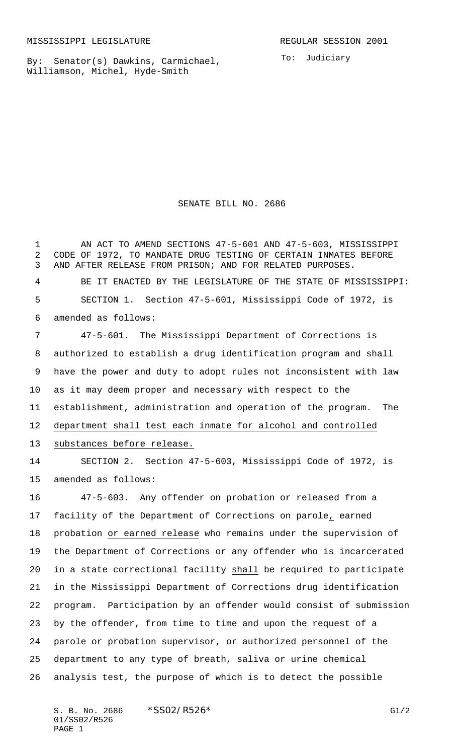MISSISSIPPI LEGISLATURE REGULAR SESSION 2001

By: Senator(s) Dawkins, Carmichael, Williamson, Michel, Hyde-Smith

To: Judiciary

# SENATE BILL NO. 2686

AN ACT TO AMEND SECTIONS 47-5-601 AND 47-5-603, MISSISSIPPI CODE OF 1972, TO MANDATE DRUG TESTING OF CERTAIN INMATES BEFORE AND AFTER RELEASE FROM PRISON; AND FOR RELATED PURPOSES.

BE IT ENACTED BY THE LEGISLATURE OF THE STATE OF MISSISSIPPI:

SECTION 1. Section 47-5-601, Mississippi Code of 1972, is amended as follows:

47-5-601. The Mississippi Department of Corrections is authorized to establish a drug identification program and shall have the power and duty to adopt rules not inconsistent with law as it may deem proper and necessary with respect to the establishment, administration and operation of the program. The department shall test each inmate for alcohol and controlled substances before release.

SECTION 2. Section 47-5-603, Mississippi Code of 1972, is amended as follows:

47-5-603. Any offender on probation or released from a facility of the Department of Corrections on parole, earned probation or earned release who remains under the supervision of the Department of Corrections or any offender who is incarcerated in a state correctional facility shall be required to participate in the Mississippi Department of Corrections drug identification program. Participation by an offender would consist of submission by the offender, from time to time and upon the request of a parole or probation supervisor, or authorized personnel of the department to any type of breath, saliva or urine chemical analysis test, the purpose of which is to detect the possible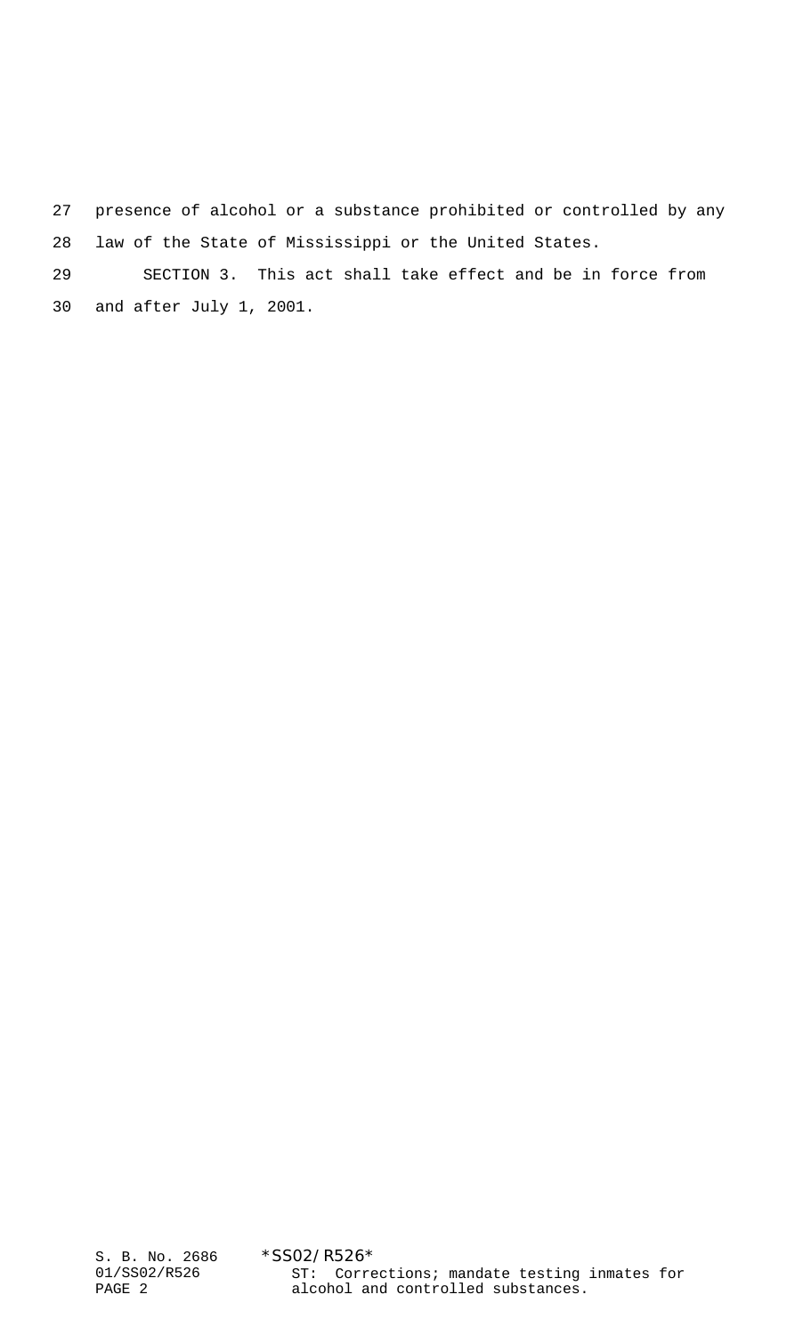presence of alcohol or a substance prohibited or controlled by any law of the State of Mississippi or the United States.

SECTION 3. This act shall take effect and be in force from and after July 1, 2001.